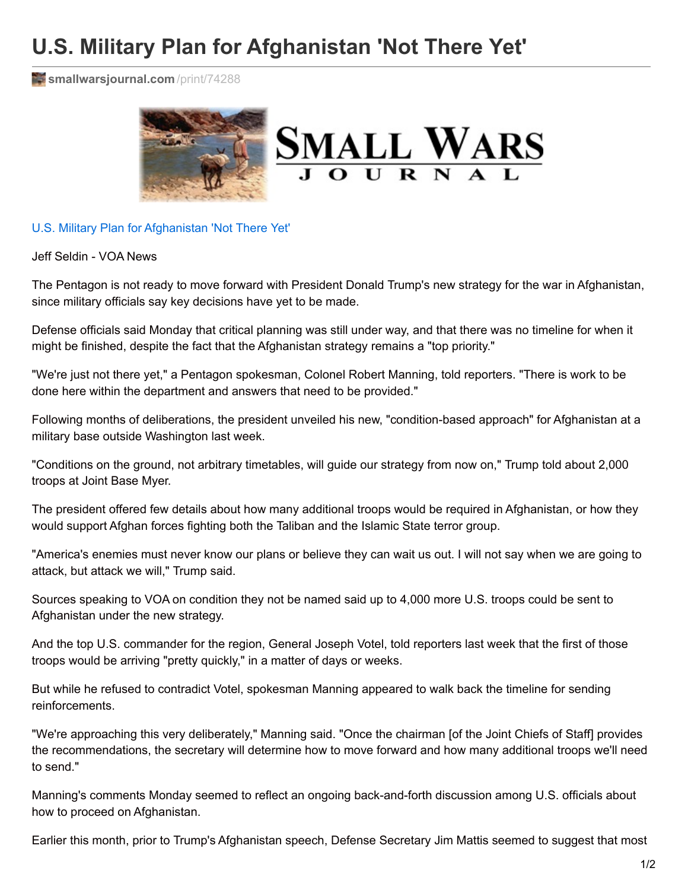# U.S. Military Plan for Afghanistan 'Not There Yet'

smallwarsjournal.com/print/74288

U.S. Military Plan for Afghanistan 'Not There Yet'

Jeff Seldin - VOA News

The Pentagon is not ready to move forward with President Donald Trump's new strategy for the war in Afghanistan, since military officials say key decisions have yet to be made.

Defense officials said Monday that critical planning was still under way, and that there was no timeline for when it might be finished, despite the fact that the Afghanistan strategy remains a "top priority."

"We're just not there yet," a Pentagon spokesman, Colonel Robert Manning, told reporters. "There is work to be done here within the department and answers that need to be provided."

Following months of deliberations, the president unveiled his new, "condition-based approach" for Afghanistan at a military base outside Washington last week.

"Conditions on the ground, not arbitrary timetables, will guide our strategy from now on," Trump told about 2,000 troops at Joint Base Myer.

The president offered few details about how many additional troops would be required in Afghanistan, or how they would support Afghan forces fighting both the Taliban and the Islamic State terror group.

"America's enemies must never know our plans or believe they can wait us out. I will not say when we are going to attack, but attack we will," Trump said.

Sources speaking to VOA on condition they not be named said up to 4,000 more U.S. troops could be sent to Afghanistan under the new strategy.

And the top U.S. commander for the region, General Joseph Votel, told reporters last week that the first of those troops would be arriving "pretty quickly," in a matter of days or weeks.

But while he refused to contradict Votel, spokesman Manning appeared to walk back the timeline for sending reinforcements.

"We're approaching this very deliberately," Manning said. "Once the chairman [of the Joint Chiefs of Staff] provides the recommendations, the secretary will determine how to move forward and how many additional troops we'll need to send."

Manning's comments Monday seemed to reflect an ongoing back-and-forth discussion among U.S. officials about how to proceed on Afghanistan.

Earlier this month, prior to Trump's Afghanistan speech, Defense Secretary Jim Mattis seemed to suggest that most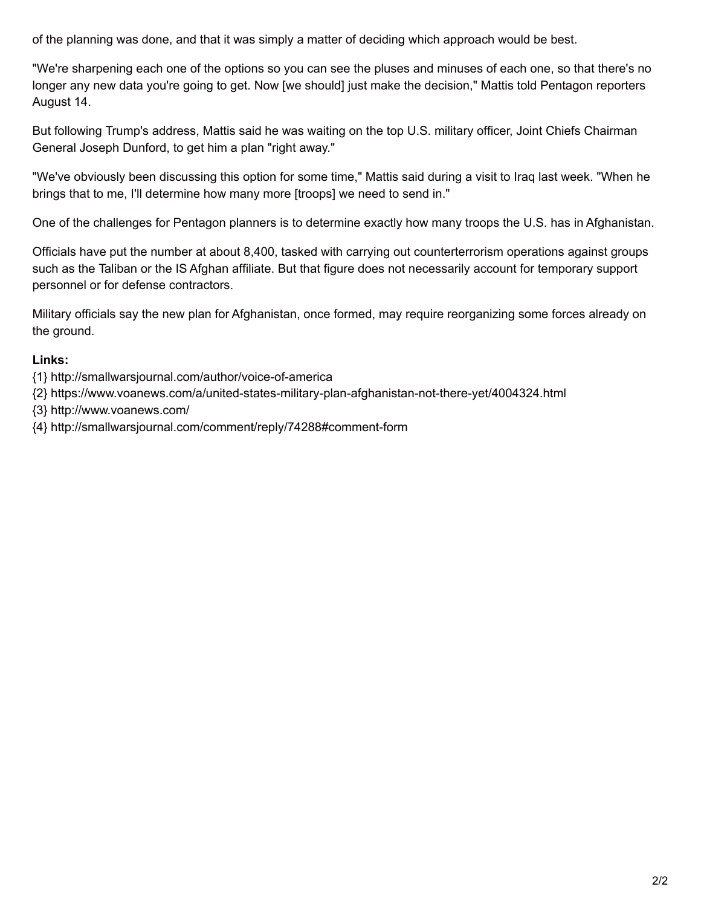of the planning was done, and that it was simply a matter of deciding which approach would be best.

"We're sharpening each one of the options so you can see the pluses and minuses of each one, so that there's no longer any new data you're going to get. Now [we should] just make the decision," Mattis told Pentagon reporters August 14.

But following Trump's address, Mattis said he was waiting on the top U.S. military officer, Joint Chiefs Chairman General Joseph Dunford, to get him a plan "right away."

"We've obviously been discussing this option for some time," Mattis said during a visit to Iraq last week. "When he brings that to me, I'll determine how many more [troops] we need to send in."

One of the challenges for Pentagon planners is to determine exactly how many troops the U.S. has in Afghanistan.

Officials have put the number at about 8,400, tasked with carrying out counterterrorism operations against groups such as the Taliban or the IS Afghan affiliate. But that figure does not necessarily account for temporary support personnel or for defense contractors.

Military officials say the new plan for Afghanistan, once formed, may require reorganizing some forces already on the ground.

**Links:**
{1} http://smallwarsjournal.com/author/voice-of-america
{2} https://www.voanews.com/a/united-states-military-plan-afghanistan-not-there-yet/4004324.html
{3} http://www.voanews.com/
{4} http://smallwarsjournal.com/comment/reply/74288#comment-form